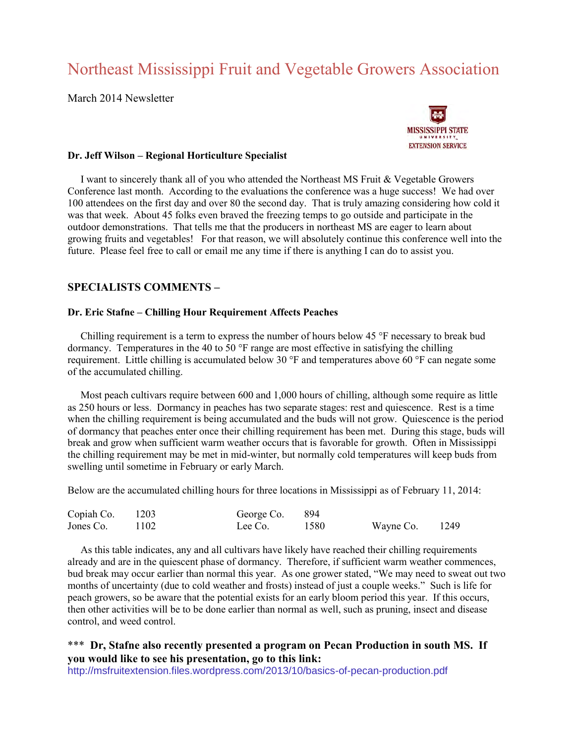# Northeast Mississippi Fruit and Vegetable Growers Association

March 2014 Newsletter

MISSISSIPPI STATE UNIVERSITY EXTENSION SERVICE

**Dr. Jeff Wilson – Regional Horticulture Specialist**

I want to sincerely thank all of you who attended the Northeast MS Fruit & Vegetable Growers Conference last month. According to the evaluations the conference was a huge success! We had over 100 attendees on the first day and over 80 the second day. That is truly amazing considering how cold it was that week. About 45 folks even braved the freezing temps to go outside and participate in the outdoor demonstrations. That tells me that the producers in northeast MS are eager to learn about growing fruits and vegetables! For that reason, we will absolutely continue this conference well into the future. Please feel free to call or email me any time if there is anything I can do to assist you.

## SPECIALISTS COMMENTS –

**Dr. Eric Stafne – Chilling Hour Requirement Affects Peaches**

Chilling requirement is a term to express the number of hours below 45 °F necessary to break bud dormancy. Temperatures in the 40 to 50 °F range are most effective in satisfying the chilling requirement. Little chilling is accumulated below 30 °F and temperatures above 60 °F can negate some of the accumulated chilling.

Most peach cultivars require between 600 and 1,000 hours of chilling, although some require as little as 250 hours or less. Dormancy in peaches has two separate stages: rest and quiescence. Rest is a time when the chilling requirement is being accumulated and the buds will not grow. Quiescence is the period of dormancy that peaches enter once their chilling requirement has been met. During this stage, buds will break and grow when sufficient warm weather occurs that is favorable for growth. Often in Mississippi the chilling requirement may be met in mid-winter, but normally cold temperatures will keep buds from swelling until sometime in February or early March.

Below are the accumulated chilling hours for three locations in Mississippi as of February 11, 2014:

| | | | | | |
|---|---|---|---|---|---|
| Copiah Co. | 1203 | George Co. | 894 | | |
| Jones Co. | 1102 | Lee Co. | 1580 | Wayne Co. | 1249 |

As this table indicates, any and all cultivars have likely have reached their chilling requirements already and are in the quiescent phase of dormancy. Therefore, if sufficient warm weather commences, bud break may occur earlier than normal this year. As one grower stated, "We may need to sweat out two months of uncertainty (due to cold weather and frosts) instead of just a couple weeks." Such is life for peach growers, so be aware that the potential exists for an early bloom period this year. If this occurs, then other activities will be to be done earlier than normal as well, such as pruning, insect and disease control, and weed control.

*** **Dr, Stafne also recently presented a program on Pecan Production in south MS. If you would like to see his presentation, go to this link:**
http://msfruitextension.files.wordpress.com/2013/10/basics-of-pecan-production.pdf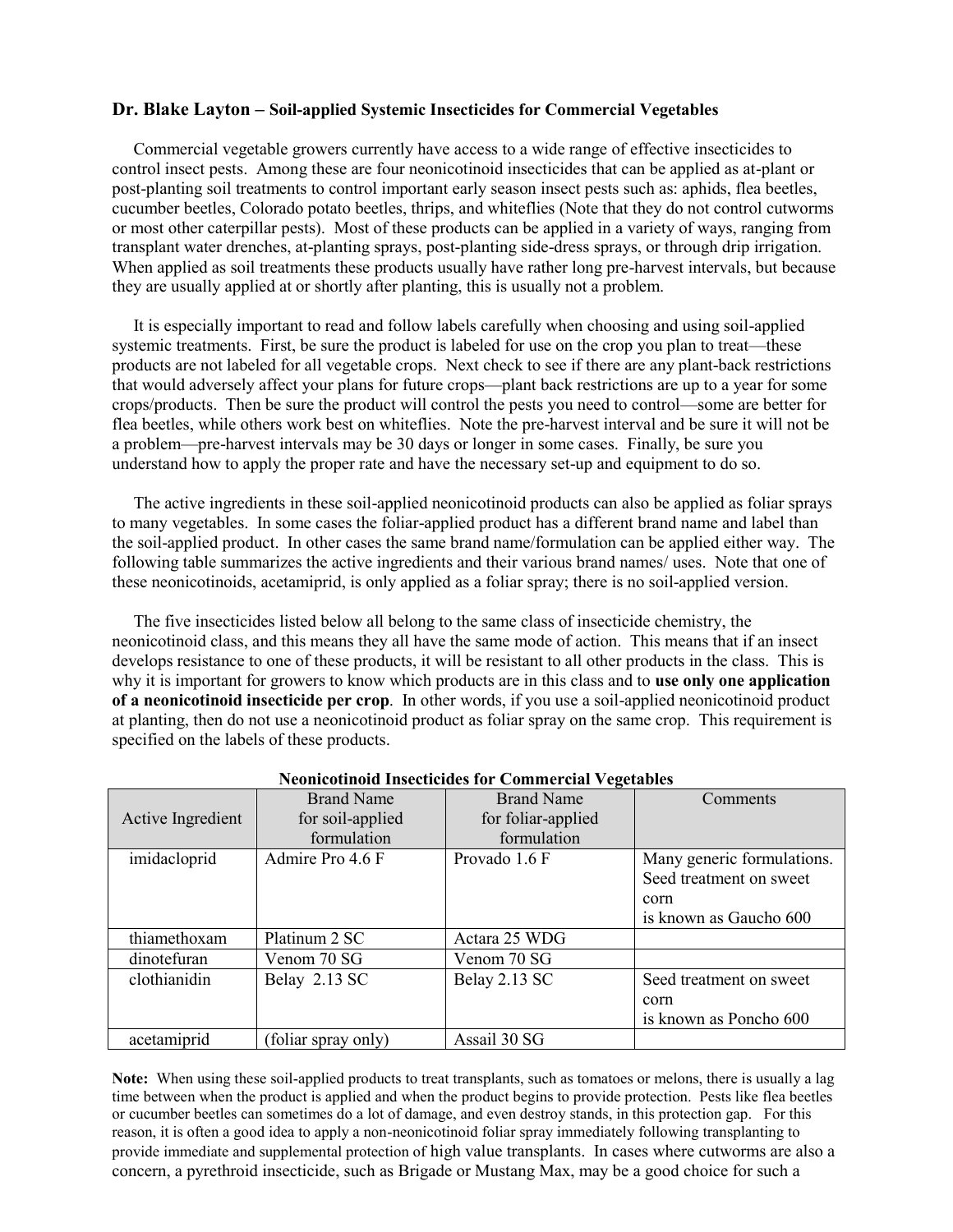## **Dr. Blake Layton – Soil-applied Systemic Insecticides for Commercial Vegetables**

Commercial vegetable growers currently have access to a wide range of effective insecticides to control insect pests. Among these are four neonicotinoid insecticides that can be applied as at-plant or post-planting soil treatments to control important early season insect pests such as: aphids, flea beetles, cucumber beetles, Colorado potato beetles, thrips, and whiteflies (Note that they do not control cutworms or most other caterpillar pests). Most of these products can be applied in a variety of ways, ranging from transplant water drenches, at-planting sprays, post-planting side-dress sprays, or through drip irrigation. When applied as soil treatments these products usually have rather long pre-harvest intervals, but because they are usually applied at or shortly after planting, this is usually not a problem.

It is especially important to read and follow labels carefully when choosing and using soil-applied systemic treatments. First, be sure the product is labeled for use on the crop you plan to treat—these products are not labeled for all vegetable crops. Next check to see if there are any plant-back restrictions that would adversely affect your plans for future crops—plant back restrictions are up to a year for some crops/products. Then be sure the product will control the pests you need to control—some are better for flea beetles, while others work best on whiteflies. Note the pre-harvest interval and be sure it will not be a problem—pre-harvest intervals may be 30 days or longer in some cases. Finally, be sure you understand how to apply the proper rate and have the necessary set-up and equipment to do so.

The active ingredients in these soil-applied neonicotinoid products can also be applied as foliar sprays to many vegetables. In some cases the foliar-applied product has a different brand name and label than the soil-applied product. In other cases the same brand name/formulation can be applied either way. The following table summarizes the active ingredients and their various brand names/ uses. Note that one of these neonicotinoids, acetamiprid, is only applied as a foliar spray; there is no soil-applied version.

The five insecticides listed below all belong to the same class of insecticide chemistry, the neonicotinoid class, and this means they all have the same mode of action. This means that if an insect develops resistance to one of these products, it will be resistant to all other products in the class. This is why it is important for growers to know which products are in this class and to **use only one application of a neonicotinoid insecticide per crop**. In other words, if you use a soil-applied neonicotinoid product at planting, then do not use a neonicotinoid product as foliar spray on the same crop. This requirement is specified on the labels of these products.

**Neonicotinoid Insecticides for Commercial Vegetables**

| Active Ingredient | Brand Name for soil-applied formulation | Brand Name for foliar-applied formulation | Comments |
|---|---|---|---|
| imidacloprid | Admire Pro 4.6 F | Provado 1.6 F | Many generic formulations. Seed treatment on sweet corn is known as Gaucho 600 |
| thiamethoxam | Platinum 2 SC | Actara 25 WDG | |
| dinotefuran | Venom 70 SG | Venom 70 SG | |
| clothianidin | Belay 2.13 SC | Belay 2.13 SC | Seed treatment on sweet corn is known as Poncho 600 |
| acetamiprid | (foliar spray only) | Assail 30 SG | |

**Note:** When using these soil-applied products to treat transplants, such as tomatoes or melons, there is usually a lag time between when the product is applied and when the product begins to provide protection. Pests like flea beetles or cucumber beetles can sometimes do a lot of damage, and even destroy stands, in this protection gap. For this reason, it is often a good idea to apply a non-neonicotinoid foliar spray immediately following transplanting to provide immediate and supplemental protection of high value transplants. In cases where cutworms are also a concern, a pyrethroid insecticide, such as Brigade or Mustang Max, may be a good choice for such a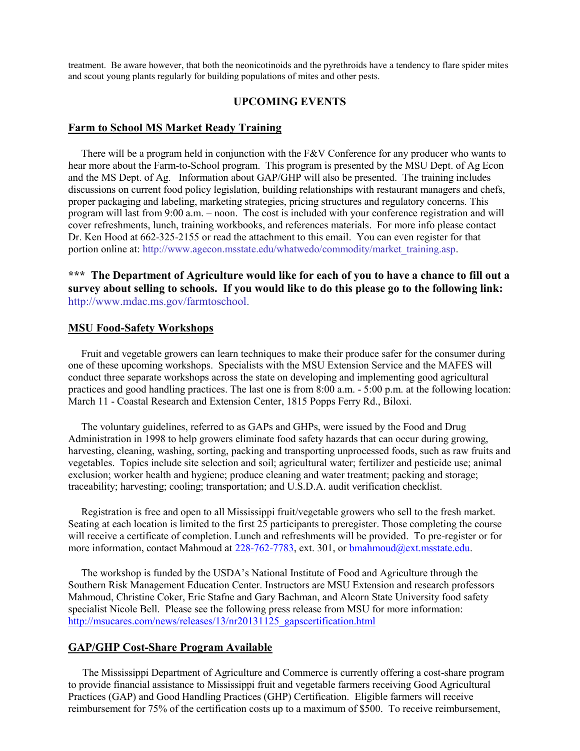treatment. Be aware however, that both the neonicotinoids and the pyrethroids have a tendency to flare spider mites and scout young plants regularly for building populations of mites and other pests.

## UPCOMING EVENTS

### Farm to School MS Market Ready Training

There will be a program held in conjunction with the F&V Conference for any producer who wants to hear more about the Farm-to-School program. This program is presented by the MSU Dept. of Ag Econ and the MS Dept. of Ag. Information about GAP/GHP will also be presented. The training includes discussions on current food policy legislation, building relationships with restaurant managers and chefs, proper packaging and labeling, marketing strategies, pricing structures and regulatory concerns. This program will last from 9:00 a.m. – noon. The cost is included with your conference registration and will cover refreshments, lunch, training workbooks, and references materials. For more info please contact Dr. Ken Hood at 662-325-2155 or read the attachment to this email. You can even register for that portion online at: http://www.agecon.msstate.edu/whatwedo/commodity/market_training.asp.

**\*\*\* The Department of Agriculture would like for each of you to have a chance to fill out a survey about selling to schools. If you would like to do this please go to the following link:** http://www.mdac.ms.gov/farmtoschool.

### MSU Food-Safety Workshops

Fruit and vegetable growers can learn techniques to make their produce safer for the consumer during one of these upcoming workshops. Specialists with the MSU Extension Service and the MAFES will conduct three separate workshops across the state on developing and implementing good agricultural practices and good handling practices. The last one is from 8:00 a.m. - 5:00 p.m. at the following location: March 11 - Coastal Research and Extension Center, 1815 Popps Ferry Rd., Biloxi.

The voluntary guidelines, referred to as GAPs and GHPs, were issued by the Food and Drug Administration in 1998 to help growers eliminate food safety hazards that can occur during growing, harvesting, cleaning, washing, sorting, packing and transporting unprocessed foods, such as raw fruits and vegetables. Topics include site selection and soil; agricultural water; fertilizer and pesticide use; animal exclusion; worker health and hygiene; produce cleaning and water treatment; packing and storage; traceability; harvesting; cooling; transportation; and U.S.D.A. audit verification checklist.

Registration is free and open to all Mississippi fruit/vegetable growers who sell to the fresh market. Seating at each location is limited to the first 25 participants to preregister. Those completing the course will receive a certificate of completion. Lunch and refreshments will be provided. To pre-register or for more information, contact Mahmoud at 228-762-7783, ext. 301, or bmahmoud@ext.msstate.edu.

The workshop is funded by the USDA's National Institute of Food and Agriculture through the Southern Risk Management Education Center. Instructors are MSU Extension and research professors Mahmoud, Christine Coker, Eric Stafne and Gary Bachman, and Alcorn State University food safety specialist Nicole Bell. Please see the following press release from MSU for more information: http://msucares.com/news/releases/13/nr20131125_gapscertification.html

### GAP/GHP Cost-Share Program Available

The Mississippi Department of Agriculture and Commerce is currently offering a cost-share program to provide financial assistance to Mississippi fruit and vegetable farmers receiving Good Agricultural Practices (GAP) and Good Handling Practices (GHP) Certification. Eligible farmers will receive reimbursement for 75% of the certification costs up to a maximum of $500. To receive reimbursement,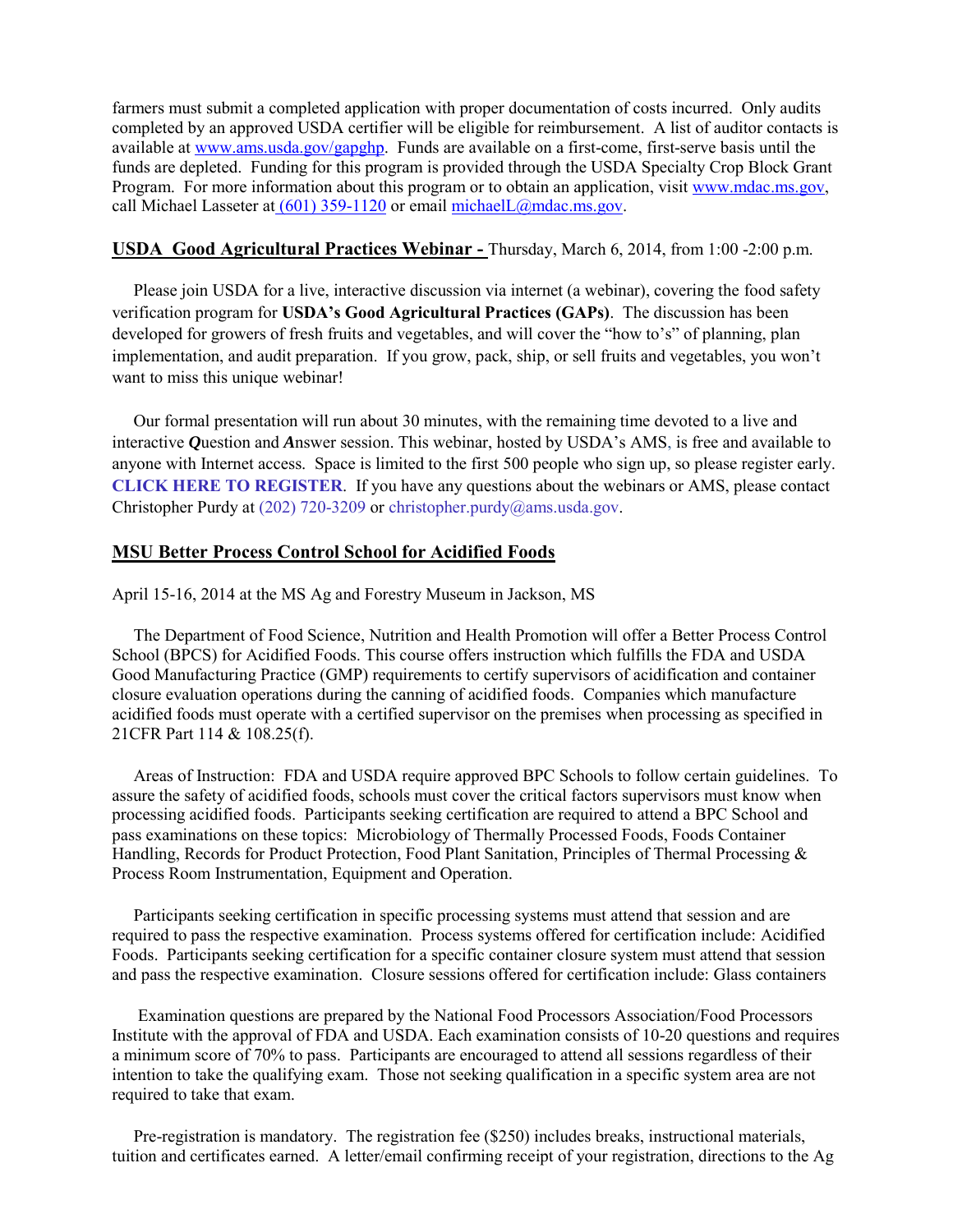farmers must submit a completed application with proper documentation of costs incurred. Only audits completed by an approved USDA certifier will be eligible for reimbursement. A list of auditor contacts is available at www.ams.usda.gov/gapghp. Funds are available on a first-come, first-serve basis until the funds are depleted. Funding for this program is provided through the USDA Specialty Crop Block Grant Program. For more information about this program or to obtain an application, visit www.mdac.ms.gov, call Michael Lasseter at (601) 359-1120 or email michaelL@mdac.ms.gov.

**USDA Good Agricultural Practices Webinar -** Thursday, March 6, 2014, from 1:00 -2:00 p.m.

Please join USDA for a live, interactive discussion via internet (a webinar), covering the food safety verification program for **USDA's Good Agricultural Practices (GAPs)**. The discussion has been developed for growers of fresh fruits and vegetables, and will cover the "how to's" of planning, plan implementation, and audit preparation. If you grow, pack, ship, or sell fruits and vegetables, you won't want to miss this unique webinar!

Our formal presentation will run about 30 minutes, with the remaining time devoted to a live and interactive ***Q***uestion and ***A***nswer session. This webinar, hosted by USDA's AMS, is free and available to anyone with Internet access. Space is limited to the first 500 people who sign up, so please register early. **CLICK HERE TO REGISTER**. If you have any questions about the webinars or AMS, please contact Christopher Purdy at (202) 720-3209 or christopher.purdy@ams.usda.gov.

**MSU Better Process Control School for Acidified Foods**

April 15-16, 2014 at the MS Ag and Forestry Museum in Jackson, MS

The Department of Food Science, Nutrition and Health Promotion will offer a Better Process Control School (BPCS) for Acidified Foods. This course offers instruction which fulfills the FDA and USDA Good Manufacturing Practice (GMP) requirements to certify supervisors of acidification and container closure evaluation operations during the canning of acidified foods. Companies which manufacture acidified foods must operate with a certified supervisor on the premises when processing as specified in 21CFR Part 114 & 108.25(f).

Areas of Instruction: FDA and USDA require approved BPC Schools to follow certain guidelines. To assure the safety of acidified foods, schools must cover the critical factors supervisors must know when processing acidified foods. Participants seeking certification are required to attend a BPC School and pass examinations on these topics: Microbiology of Thermally Processed Foods, Foods Container Handling, Records for Product Protection, Food Plant Sanitation, Principles of Thermal Processing & Process Room Instrumentation, Equipment and Operation.

Participants seeking certification in specific processing systems must attend that session and are required to pass the respective examination. Process systems offered for certification include: Acidified Foods. Participants seeking certification for a specific container closure system must attend that session and pass the respective examination. Closure sessions offered for certification include: Glass containers

Examination questions are prepared by the National Food Processors Association/Food Processors Institute with the approval of FDA and USDA. Each examination consists of 10-20 questions and requires a minimum score of 70% to pass. Participants are encouraged to attend all sessions regardless of their intention to take the qualifying exam. Those not seeking qualification in a specific system area are not required to take that exam.

Pre-registration is mandatory. The registration fee ($250) includes breaks, instructional materials, tuition and certificates earned. A letter/email confirming receipt of your registration, directions to the Ag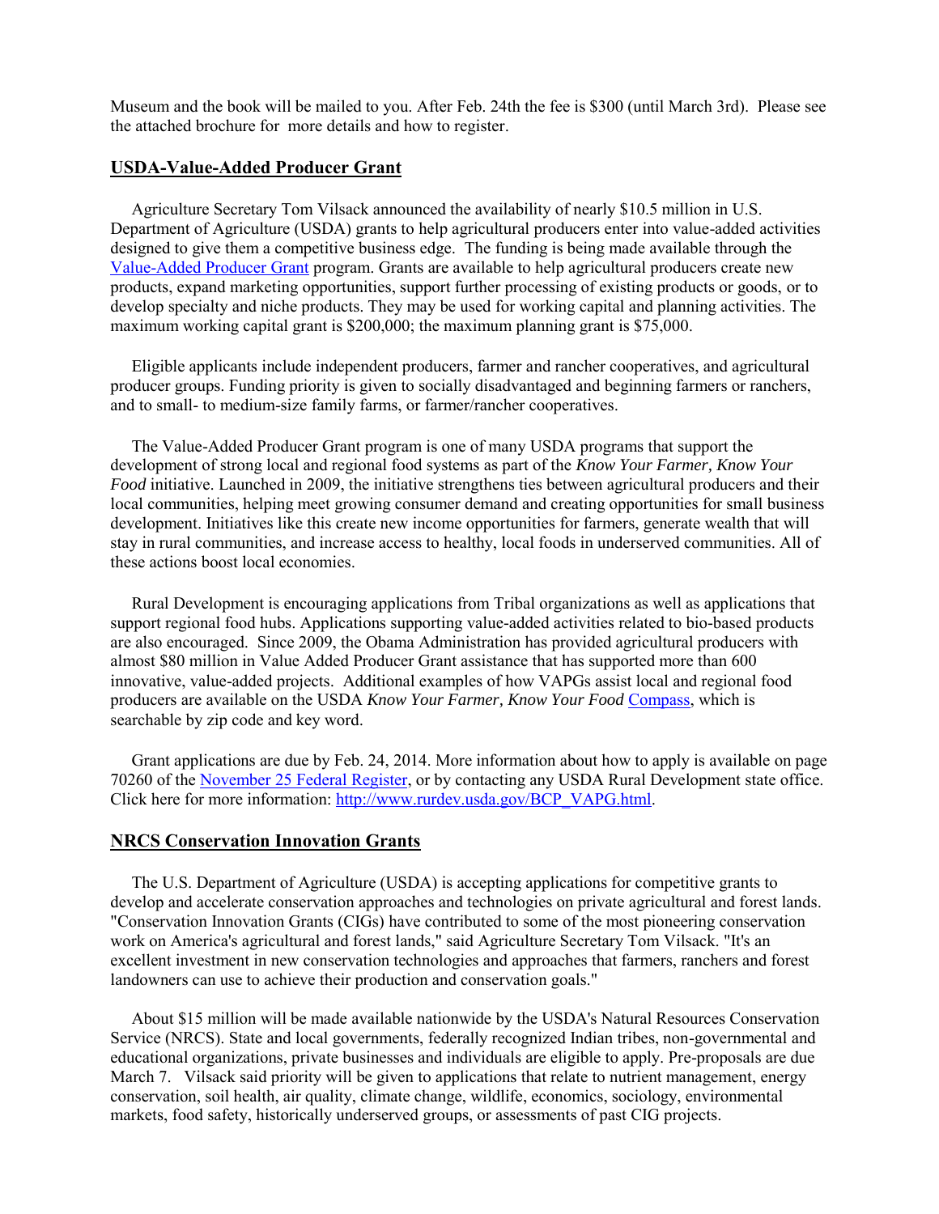Museum and the book will be mailed to you. After Feb. 24th the fee is $300 (until March 3rd). Please see the attached brochure for more details and how to register.

## USDA-Value-Added Producer Grant

Agriculture Secretary Tom Vilsack announced the availability of nearly $10.5 million in U.S. Department of Agriculture (USDA) grants to help agricultural producers enter into value-added activities designed to give them a competitive business edge. The funding is being made available through the [Value-Added Producer Grant](#) program. Grants are available to help agricultural producers create new products, expand marketing opportunities, support further processing of existing products or goods, or to develop specialty and niche products. They may be used for working capital and planning activities. The maximum working capital grant is $200,000; the maximum planning grant is $75,000.

Eligible applicants include independent producers, farmer and rancher cooperatives, and agricultural producer groups. Funding priority is given to socially disadvantaged and beginning farmers or ranchers, and to small- to medium-size family farms, or farmer/rancher cooperatives.

The Value-Added Producer Grant program is one of many USDA programs that support the development of strong local and regional food systems as part of the *Know Your Farmer, Know Your Food* initiative. Launched in 2009, the initiative strengthens ties between agricultural producers and their local communities, helping meet growing consumer demand and creating opportunities for small business development. Initiatives like this create new income opportunities for farmers, generate wealth that will stay in rural communities, and increase access to healthy, local foods in underserved communities. All of these actions boost local economies.

Rural Development is encouraging applications from Tribal organizations as well as applications that support regional food hubs. Applications supporting value-added activities related to bio-based products are also encouraged. Since 2009, the Obama Administration has provided agricultural producers with almost $80 million in Value Added Producer Grant assistance that has supported more than 600 innovative, value-added projects. Additional examples of how VAPGs assist local and regional food producers are available on the USDA *Know Your Farmer, Know Your Food* [Compass](#), which is searchable by zip code and key word.

Grant applications are due by Feb. 24, 2014. More information about how to apply is available on page 70260 of the [November 25 Federal Register](#), or by contacting any USDA Rural Development state office. Click here for more information: [http://www.rurdev.usda.gov/BCP_VAPG.html](http://www.rurdev.usda.gov/BCP_VAPG.html).

## NRCS Conservation Innovation Grants

The U.S. Department of Agriculture (USDA) is accepting applications for competitive grants to develop and accelerate conservation approaches and technologies on private agricultural and forest lands. "Conservation Innovation Grants (CIGs) have contributed to some of the most pioneering conservation work on America's agricultural and forest lands," said Agriculture Secretary Tom Vilsack. "It's an excellent investment in new conservation technologies and approaches that farmers, ranchers and forest landowners can use to achieve their production and conservation goals."

About $15 million will be made available nationwide by the USDA's Natural Resources Conservation Service (NRCS). State and local governments, federally recognized Indian tribes, non-governmental and educational organizations, private businesses and individuals are eligible to apply. Pre-proposals are due March 7. Vilsack said priority will be given to applications that relate to nutrient management, energy conservation, soil health, air quality, climate change, wildlife, economics, sociology, environmental markets, food safety, historically underserved groups, or assessments of past CIG projects.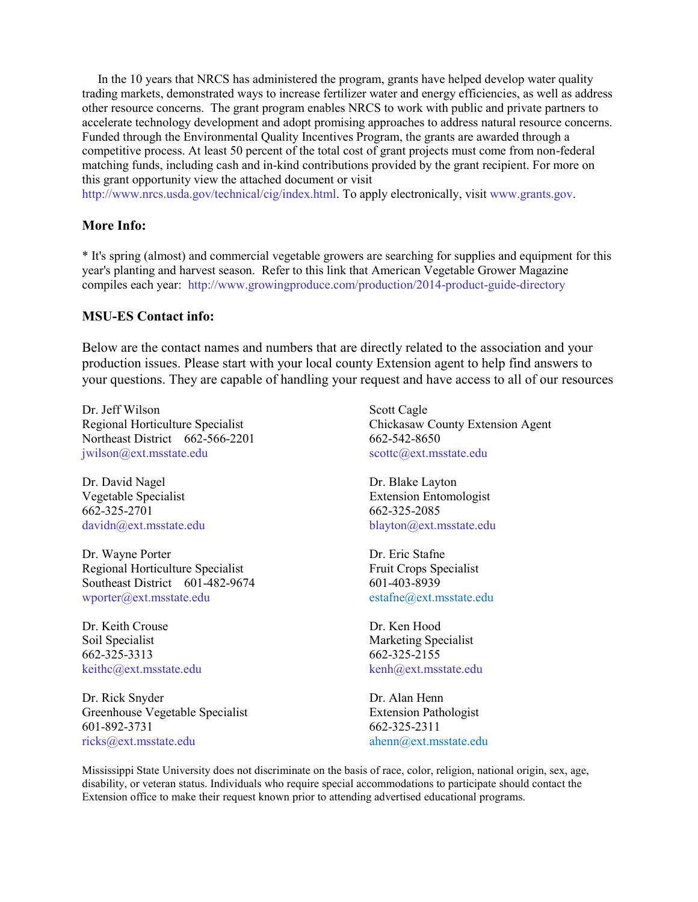In the 10 years that NRCS has administered the program, grants have helped develop water quality trading markets, demonstrated ways to increase fertilizer water and energy efficiencies, as well as address other resource concerns. The grant program enables NRCS to work with public and private partners to accelerate technology development and adopt promising approaches to address natural resource concerns. Funded through the Environmental Quality Incentives Program, the grants are awarded through a competitive process. At least 50 percent of the total cost of grant projects must come from non-federal matching funds, including cash and in-kind contributions provided by the grant recipient. For more on this grant opportunity view the attached document or visit http://www.nrcs.usda.gov/technical/cig/index.html. To apply electronically, visit www.grants.gov.

**More Info:**

* It's spring (almost) and commercial vegetable growers are searching for supplies and equipment for this year's planting and harvest season. Refer to this link that American Vegetable Grower Magazine compiles each year: http://www.growingproduce.com/production/2014-product-guide-directory

**MSU-ES Contact info:**

Below are the contact names and numbers that are directly related to the association and your production issues. Please start with your local county Extension agent to help find answers to your questions. They are capable of handling your request and have access to all of our resources

Dr. Jeff Wilson
Regional Horticulture Specialist
Northeast District 662-566-2201
jwilson@ext.msstate.edu

Dr. David Nagel
Vegetable Specialist
662-325-2701
davidn@ext.msstate.edu

Dr. Wayne Porter
Regional Horticulture Specialist
Southeast District 601-482-9674
wporter@ext.msstate.edu

Dr. Keith Crouse
Soil Specialist
662-325-3313
keithc@ext.msstate.edu

Dr. Rick Snyder
Greenhouse Vegetable Specialist
601-892-3731
ricks@ext.msstate.edu

Scott Cagle
Chickasaw County Extension Agent
662-542-8650
scottc@ext.msstate.edu

Dr. Blake Layton
Extension Entomologist
662-325-2085
blayton@ext.msstate.edu

Dr. Eric Stafne
Fruit Crops Specialist
601-403-8939
estafne@ext.msstate.edu

Dr. Ken Hood
Marketing Specialist
662-325-2155
kenh@ext.msstate.edu

Dr. Alan Henn
Extension Pathologist
662-325-2311
ahenn@ext.msstate.edu

Mississippi State University does not discriminate on the basis of race, color, religion, national origin, sex, age, disability, or veteran status. Individuals who require special accommodations to participate should contact the Extension office to make their request known prior to attending advertised educational programs.